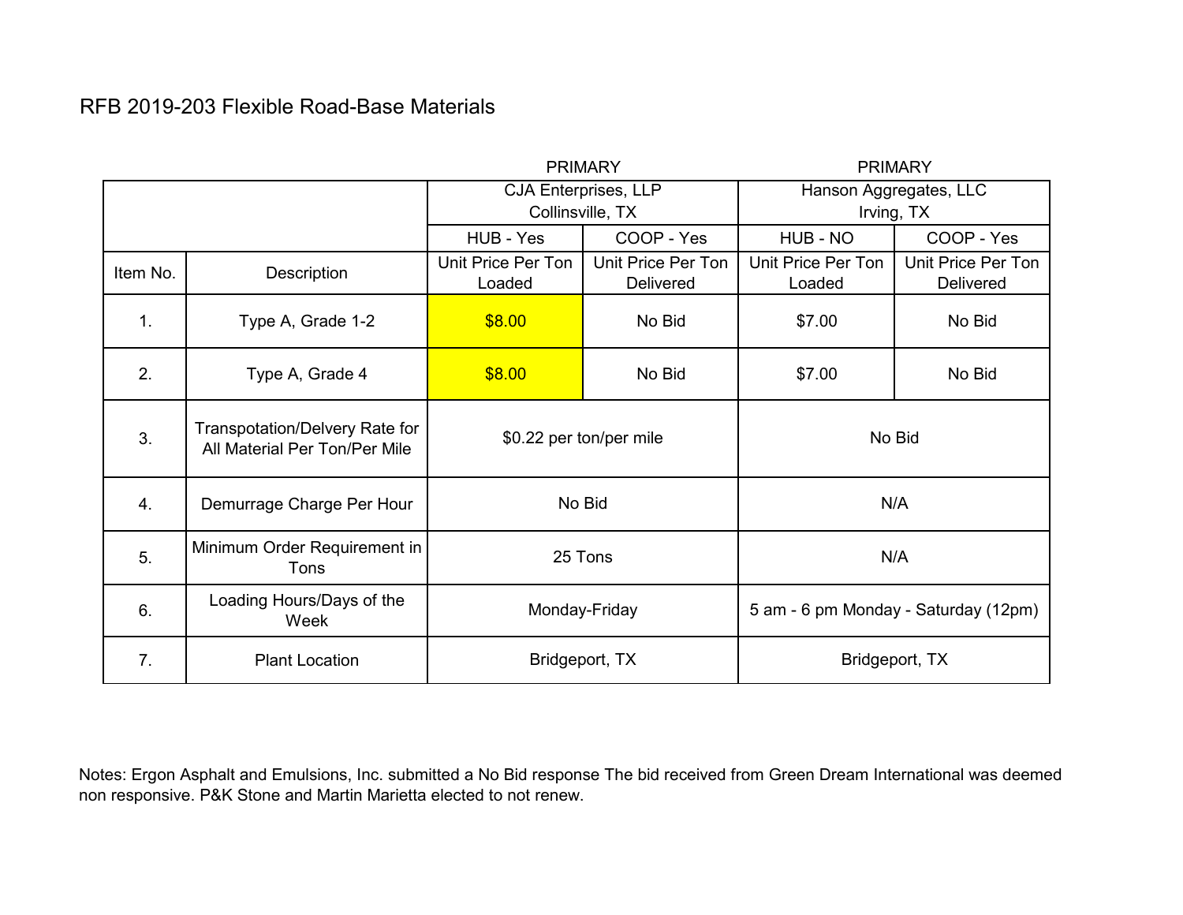# RFB 2019-203 Flexible Road-Base Materials

| | | PRIMARY | | PRIMARY | |
|---|---|---|---|---|---|
| | | CJA Enterprises, LLP Collinsville, TX | | Hanson Aggregates, LLC Irving, TX | |
| | | HUB - Yes | COOP - Yes | HUB - NO | COOP - Yes |
| Item No. | Description | Unit Price Per Ton Loaded | Unit Price Per Ton Delivered | Unit Price Per Ton Loaded | Unit Price Per Ton Delivered |
| 1. | Type A, Grade 1-2 | $8.00 | No Bid | $7.00 | No Bid |
| 2. | Type A, Grade 4 | $8.00 | No Bid | $7.00 | No Bid |
| 3. | Transpotation/Delvery Rate for All Material Per Ton/Per Mile | $0.22 per ton/per mile | | No Bid | |
| 4. | Demurrage Charge Per Hour | No Bid | | N/A | |
| 5. | Minimum Order Requirement in Tons | 25 Tons | | N/A | |
| 6. | Loading Hours/Days of the Week | Monday-Friday | | 5 am - 6 pm Monday - Saturday (12pm) | |
| 7. | Plant Location | Bridgeport, TX | | Bridgeport, TX | |

Notes: Ergon Asphalt and Emulsions, Inc. submitted a No Bid response The bid received from Green Dream International was deemed non responsive. P&K Stone and Martin Marietta elected to not renew.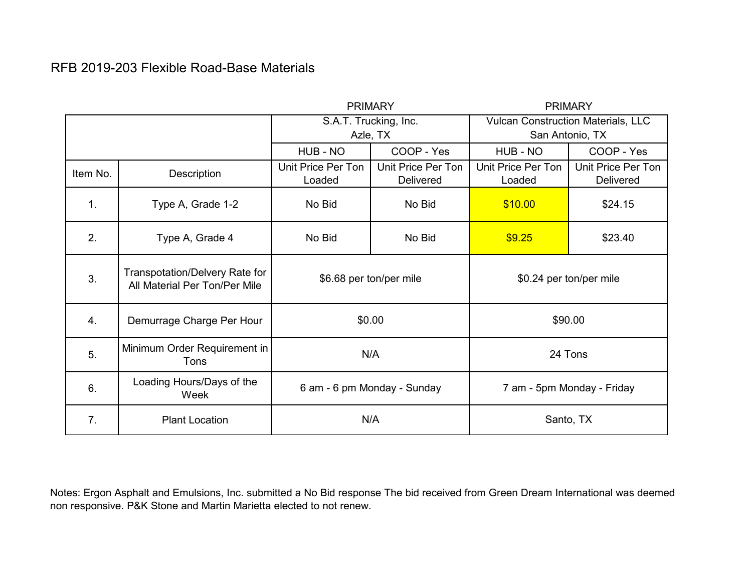RFB 2019-203 Flexible Road-Base Materials

| | | PRIMARY | | PRIMARY | |
|---|---|---|---|---|---|
| | | S.A.T. Trucking, Inc. Azle, TX | | Vulcan Construction Materials, LLC San Antonio, TX | |
| | | HUB - NO | COOP - Yes | HUB - NO | COOP - Yes |
| Item No. | Description | Unit Price Per Ton Loaded | Unit Price Per Ton Delivered | Unit Price Per Ton Loaded | Unit Price Per Ton Delivered |
| 1. | Type A, Grade 1-2 | No Bid | No Bid | $10.00 | $24.15 |
| 2. | Type A, Grade 4 | No Bid | No Bid | $9.25 | $23.40 |
| 3. | Transpotation/Delvery Rate for All Material Per Ton/Per Mile | $6.68 per ton/per mile | | $0.24 per ton/per mile | |
| 4. | Demurrage Charge Per Hour | $0.00 | | $90.00 | |
| 5. | Minimum Order Requirement in Tons | N/A | | 24 Tons | |
| 6. | Loading Hours/Days of the Week | 6 am - 6 pm Monday - Sunday | | 7 am - 5pm Monday - Friday | |
| 7. | Plant Location | N/A | | Santo, TX | |

Notes: Ergon Asphalt and Emulsions, Inc. submitted a No Bid response The bid received from Green Dream International was deemed non responsive. P&K Stone and Martin Marietta elected to not renew.